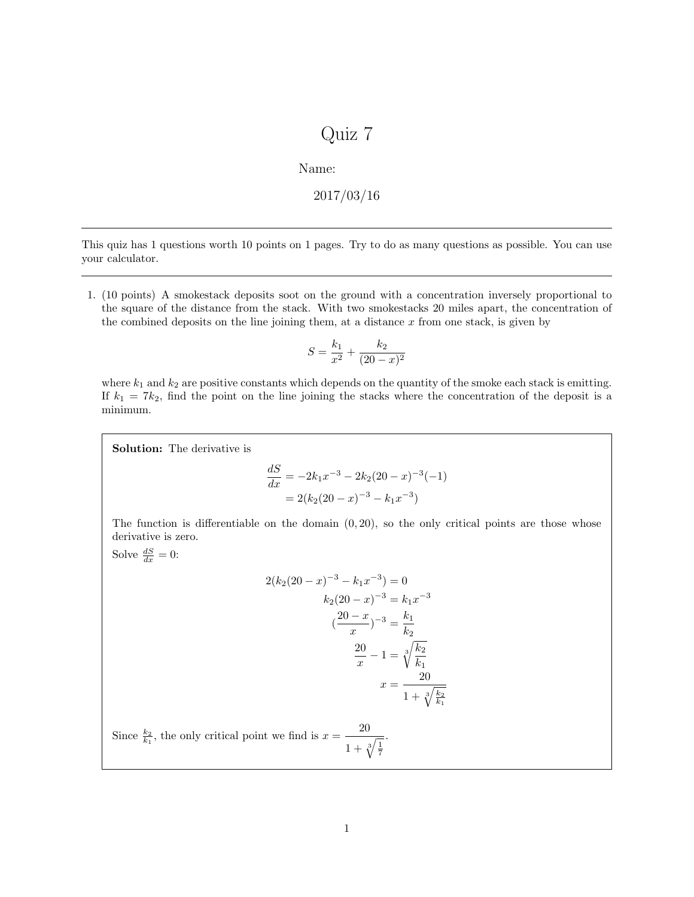# Quiz 7

Name:

2017/03/16

---

This quiz has 1 questions worth 10 points on 1 pages. Try to do as many questions as possible. You can use your calculator.

---

1. (10 points) A smokestack deposits soot on the ground with a concentration inversely proportional to the square of the distance from the stack. With two smokestacks 20 miles apart, the concentration of the combined deposits on the line joining them, at a distance $x$ from one stack, is given by

$$S = \frac{k_1}{x^2} + \frac{k_2}{(20-x)^2}$$

where $k_1$ and $k_2$ are positive constants which depends on the quantity of the smoke each stack is emitting. If $k_1 = 7k_2$, find the point on the line joining the stacks where the concentration of the deposit is a minimum.

**Solution:** The derivative is

$$\begin{aligned}
\frac{dS}{dx} &= -2k_1x^{-3} - 2k_2(20-x)^{-3}(-1) \\
&= 2(k_2(20-x)^{-3} - k_1x^{-3})
\end{aligned}$$

The function is differentiable on the domain $(0, 20)$, so the only critical points are those whose derivative is zero.

Solve $\frac{dS}{dx} = 0$:

$$\begin{aligned}
2(k_2(20-x)^{-3} - k_1x^{-3}) &= 0 \\
k_2(20-x)^{-3} &= k_1x^{-3} \\
\left(\frac{20-x}{x}\right)^{-3} &= \frac{k_1}{k_2} \\
\frac{20}{x} - 1 &= \sqrt[3]{\frac{k_2}{k_1}} \\
x &= \frac{20}{1 + \sqrt[3]{\frac{k_2}{k_1}}}
\end{aligned}$$

Since $\frac{k_2}{k_1}$, the only critical point we find is $x = \dfrac{20}{1 + \sqrt[3]{\frac{1}{7}}}$.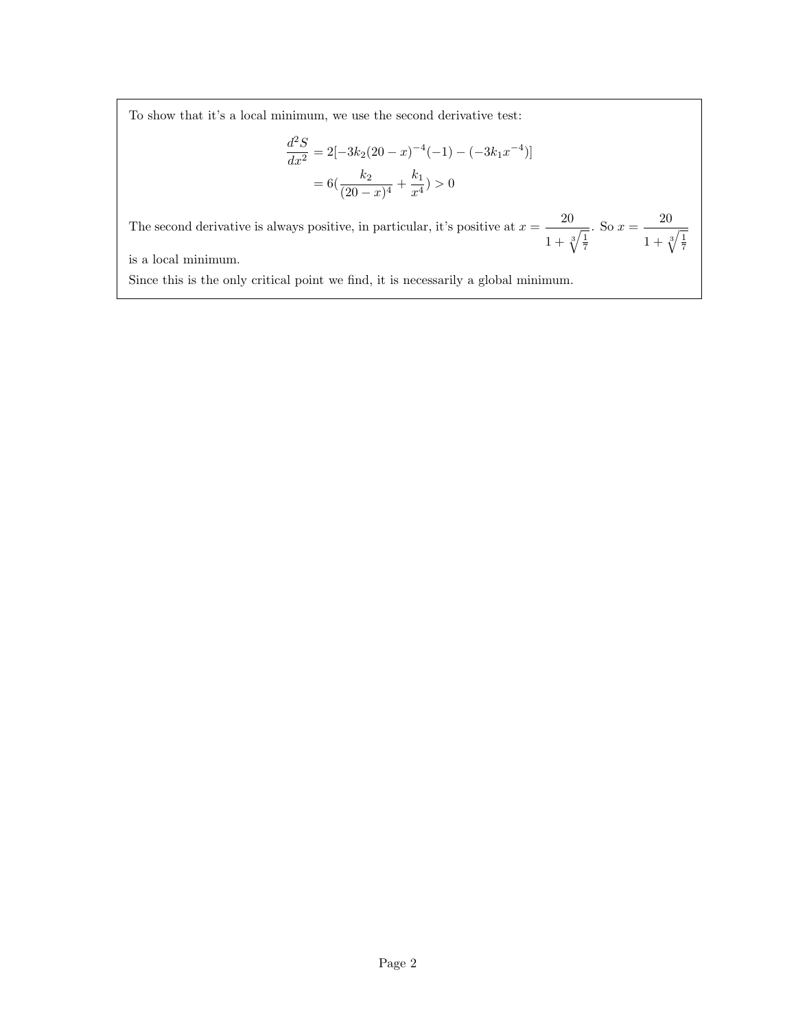To show that it's a local minimum, we use the second derivative test:

$$\begin{aligned}\frac{d^2S}{dx^2} &= 2[-3k_2(20-x)^{-4}(-1) - (-3k_1x^{-4})] \\ &= 6(\frac{k_2}{(20-x)^4} + \frac{k_1}{x^4}) > 0\end{aligned}$$

The second derivative is always positive, in particular, it's positive at $x = \frac{20}{1+\sqrt[3]{\frac{1}{7}}}$. So $x = \frac{20}{1+\sqrt[3]{\frac{1}{7}}}$ is a local minimum.

Since this is the only critical point we find, it is necessarily a global minimum.